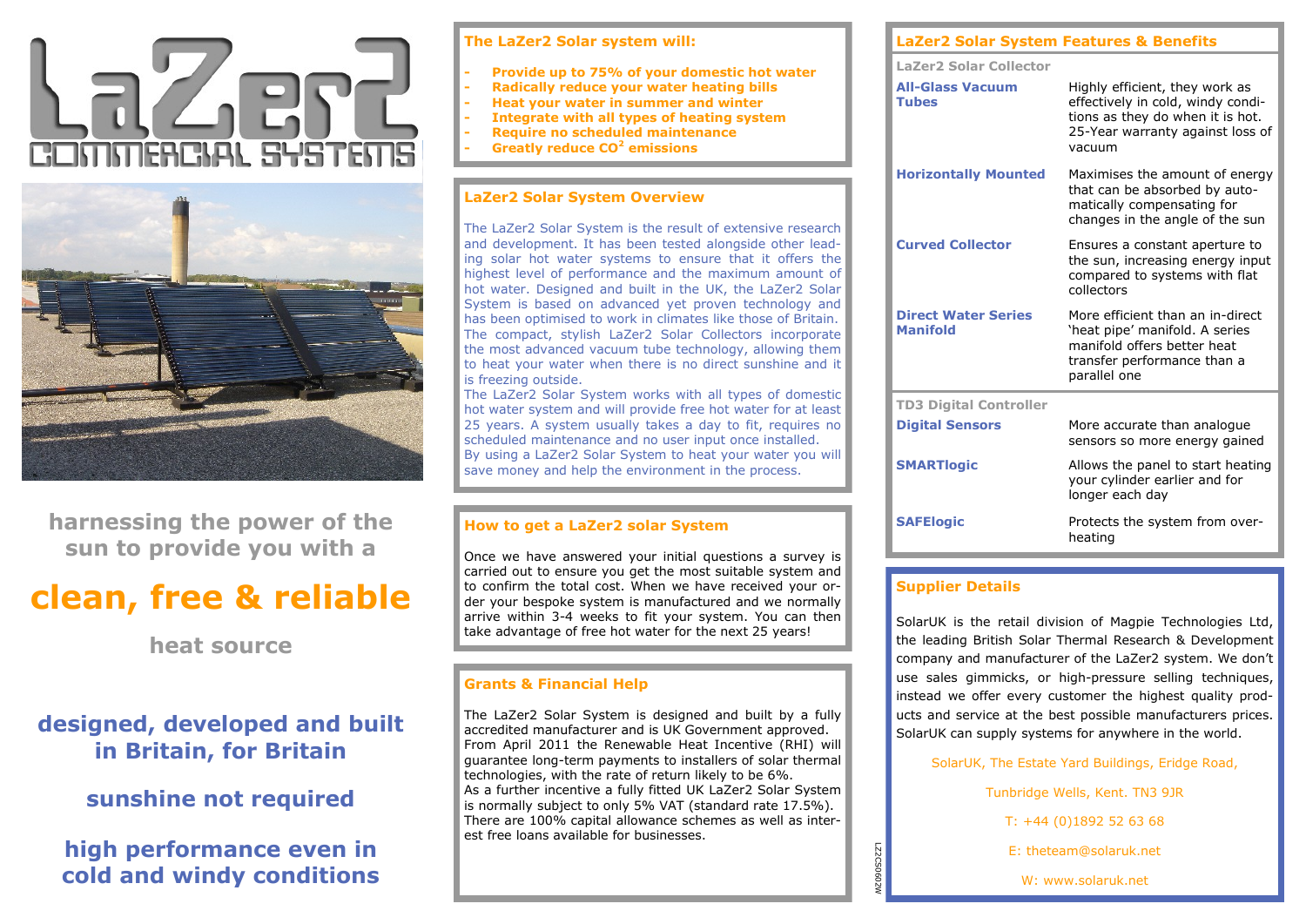# LaZer2

COMMERCIAL SYSTEMS

harnessing the power of the sun to provide you with a

## clean, free & reliable

heat source

**designed, developed and built in Britain, for Britain**

**sunshine not required**

**high performance even in cold and windy conditions**

## The LaZer2 Solar system will:

- **Provide up to 75% of your domestic hot water**
- **Radically reduce your water heating bills**
- **Heat your water in summer and winter**
- **Integrate with all types of heating system**
- **Require no scheduled maintenance**
- **Greatly reduce $CO^2$ emissions**

## LaZer2 Solar System Overview

The LaZer2 Solar System is the result of extensive research and development. It has been tested alongside other leading solar hot water systems to ensure that it offers the highest level of performance and the maximum amount of hot water. Designed and built in the UK, the LaZer2 Solar System is based on advanced yet proven technology and has been optimised to work in climates like those of Britain. The compact, stylish LaZer2 Solar Collectors incorporate the most advanced vacuum tube technology, allowing them to heat your water when there is no direct sunshine and it is freezing outside.

The LaZer2 Solar System works with all types of domestic hot water system and will provide free hot water for at least 25 years. A system usually takes a day to fit, requires no scheduled maintenance and no user input once installed.

By using a LaZer2 Solar System to heat your water you will save money and help the environment in the process.

## How to get a LaZer2 solar System

Once we have answered your initial questions a survey is carried out to ensure you get the most suitable system and to confirm the total cost. When we have received your order your bespoke system is manufactured and we normally arrive within 3-4 weeks to fit your system. You can then take advantage of free hot water for the next 25 years!

## Grants & Financial Help

The LaZer2 Solar System is designed and built by a fully accredited manufacturer and is UK Government approved. From April 2011 the Renewable Heat Incentive (RHI) will guarantee long-term payments to installers of solar thermal technologies, with the rate of return likely to be 6%.

As a further incentive a fully fitted UK LaZer2 Solar System is normally subject to only 5% VAT (standard rate 17.5%). There are 100% capital allowance schemes as well as interest free loans available for businesses.

## LaZer2 Solar System Features & Benefits

| Feature | Benefit |
|---|---|
| **LaZer2 Solar Collector** | |
| **All-Glass Vacuum Tubes** | Highly efficient, they work as effectively in cold, windy conditions as they do when it is hot. 25-Year warranty against loss of vacuum |
| **Horizontally Mounted** | Maximises the amount of energy that can be absorbed by automatically compensating for changes in the angle of the sun |
| **Curved Collector** | Ensures a constant aperture to the sun, increasing energy input compared to systems with flat collectors |
| **Direct Water Series Manifold** | More efficient than an in-direct 'heat pipe' manifold. A series manifold offers better heat transfer performance than a parallel one |
| **TD3 Digital Controller** | |
| **Digital Sensors** | More accurate than analogue sensors so more energy gained |
| **SMARTlogic** | Allows the panel to start heating your cylinder earlier and for longer each day |
| **SAFElogic** | Protects the system from overheating |

## Supplier Details

SolarUK is the retail division of Magpie Technologies Ltd, the leading British Solar Thermal Research & Development company and manufacturer of the LaZer2 system. We don't use sales gimmicks, or high-pressure selling techniques, instead we offer every customer the highest quality products and service at the best possible manufacturers prices. SolarUK can supply systems for anywhere in the world.

SolarUK, The Estate Yard Buildings, Eridge Road,

Tunbridge Wells, Kent. TN3 9JR

T: +44 (0)1892 52 63 68

E: theteam@solaruk.net

W: www.solaruk.net

MZ0909SZZ1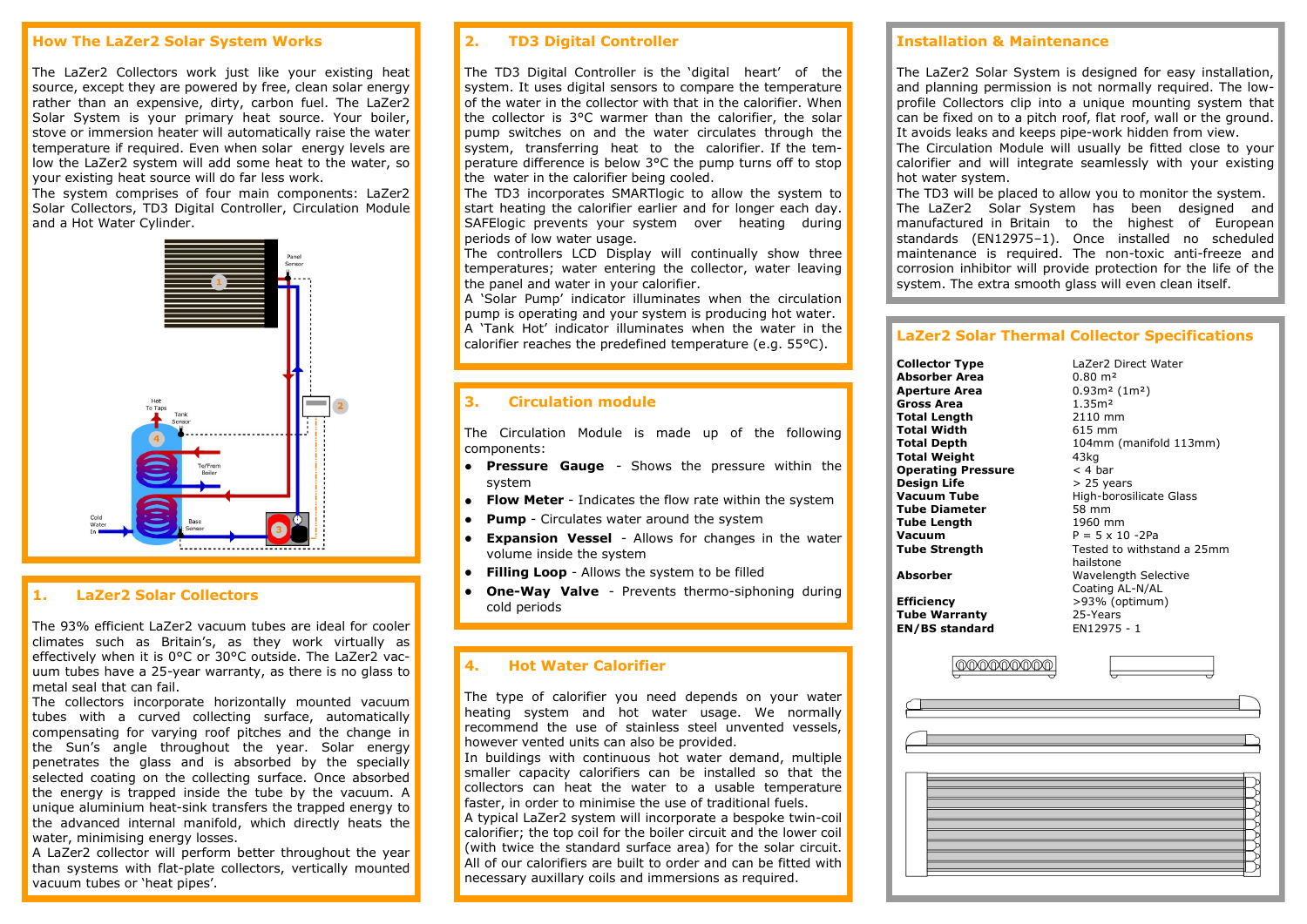## How The LaZer2 Solar System Works

The LaZer2 Collectors work just like your existing heat source, except they are powered by free, clean solar energy rather than an expensive, dirty, carbon fuel. The LaZer2 Solar System is your primary heat source. Your boiler, stove or immersion heater will automatically raise the water temperature if required. Even when solar energy levels are low the LaZer2 system will add some heat to the water, so your existing heat source will do far less work.

The system comprises of four main components: LaZer2 Solar Collectors, TD3 Digital Controller, Circulation Module and a Hot Water Cylinder.

Panel Sensor
Hot To Taps
Tank Sensor
To/From Boiler
Cold Water In
Base Sensor

## 1. LaZer2 Solar Collectors

The 93% efficient LaZer2 vacuum tubes are ideal for cooler climates such as Britain's, as they work virtually as effectively when it is 0°C or 30°C outside. The LaZer2 vacuum tubes have a 25-year warranty, as there is no glass to metal seal that can fail.

The collectors incorporate horizontally mounted vacuum tubes with a curved collecting surface, automatically compensating for varying roof pitches and the change in the Sun's angle throughout the year. Solar energy penetrates the glass and is absorbed by the specially selected coating on the collecting surface. Once absorbed the energy is trapped inside the tube by the vacuum. A unique aluminium heat-sink transfers the trapped energy to the advanced internal manifold, which directly heats the water, minimising energy losses.

A LaZer2 collector will perform better throughout the year than systems with flat-plate collectors, vertically mounted vacuum tubes or 'heat pipes'.

## 2. TD3 Digital Controller

The TD3 Digital Controller is the 'digital heart' of the system. It uses digital sensors to compare the temperature of the water in the collector with that in the calorifier. When the collector is 3°C warmer than the calorifier, the solar pump switches on and the water circulates through the system, transferring heat to the calorifier. If the temperature difference is below 3°C the pump turns off to stop the water in the calorifier being cooled.

The TD3 incorporates SMARTlogic to allow the system to start heating the calorifier earlier and for longer each day. SAFElogic prevents your system over heating during periods of low water usage.

The controllers LCD Display will continually show three temperatures; water entering the collector, water leaving the panel and water in your calorifier.

A 'Solar Pump' indicator illuminates when the circulation pump is operating and your system is producing hot water.

A 'Tank Hot' indicator illuminates when the water in the calorifier reaches the predefined temperature (e.g. 55°C).

## 3. Circulation module

The Circulation Module is made up of the following components:

- **Pressure Gauge** - Shows the pressure within the system
- **Flow Meter** - Indicates the flow rate within the system
- **Pump** - Circulates water around the system
- **Expansion Vessel** - Allows for changes in the water volume inside the system
- **Filling Loop** - Allows the system to be filled
- **One-Way Valve** - Prevents thermo-siphoning during cold periods

## 4. Hot Water Calorifier

The type of calorifier you need depends on your water heating system and hot water usage. We normally recommend the use of stainless steel unvented vessels, however vented units can also be provided.

In buildings with continuous hot water demand, multiple smaller capacity calorifiers can be installed so that the collectors can heat the water to a usable temperature faster, in order to minimise the use of traditional fuels.

A typical LaZer2 system will incorporate a bespoke twin-coil calorifier; the top coil for the boiler circuit and the lower coil (with twice the standard surface area) for the solar circuit. All of our calorifiers are built to order and can be fitted with necessary auxillary coils and immersions as required.

## Installation & Maintenance

The LaZer2 Solar System is designed for easy installation, and planning permission is not normally required. The low-profile Collectors clip into a unique mounting system that can be fixed on to a pitch roof, flat roof, wall or the ground. It avoids leaks and keeps pipe-work hidden from view.

The Circulation Module will usually be fitted close to your calorifier and will integrate seamlessly with your existing hot water system.

The TD3 will be placed to allow you to monitor the system.

The LaZer2 Solar System has been designed and manufactured in Britain to the highest of European standards (EN12975–1). Once installed no scheduled maintenance is required. The non-toxic anti-freeze and corrosion inhibitor will provide protection for the life of the system. The extra smooth glass will even clean itself.

## LaZer2 Solar Thermal Collector Specifications

| | |
|---|---|
| **Collector Type** | LaZer2 Direct Water |
| **Absorber Area** | 0.80 m² |
| **Aperture Area** | 0.93m² (1m²) |
| **Gross Area** | 1.35m² |
| **Total Length** | 2110 mm |
| **Total Width** | 615 mm |
| **Total Depth** | 104mm (manifold 113mm) |
| **Total Weight** | 43kg |
| **Operating Pressure** | < 4 bar |
| **Design Life** | > 25 years |
| **Vacuum Tube** | High-borosilicate Glass |
| **Tube Diameter** | 58 mm |
| **Tube Length** | 1960 mm |
| **Vacuum** | $P = 5 \times 10^{-2}$ Pa |
| **Tube Strength** | Tested to withstand a 25mm hailstone |
| **Absorber** | Wavelength Selective Coating AL-N/AL |
| **Efficiency** | >93% (optimum) |
| **Tube Warranty** | 25-Years |
| **EN/BS standard** | EN12975 - 1 |